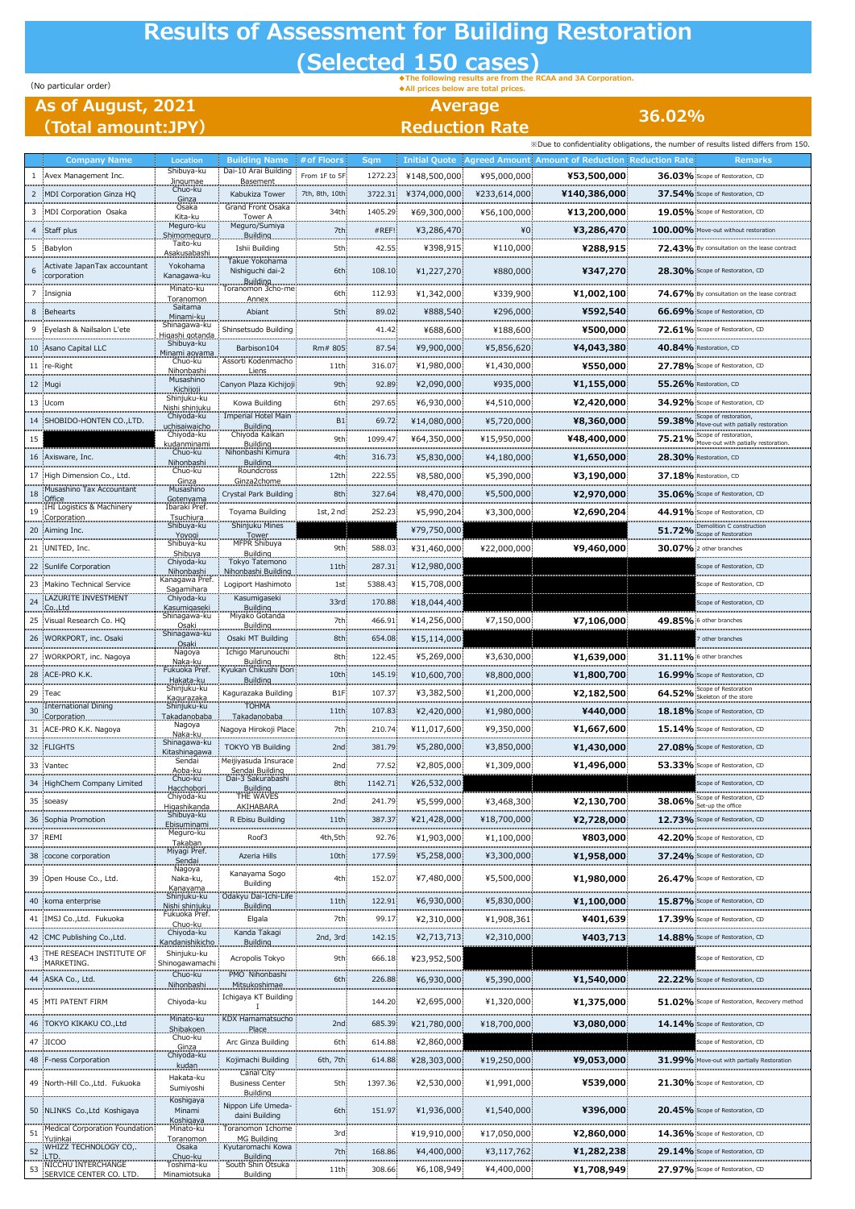# Results of Assessment for Building Restoration (Selected 150 cases)

(No particular order)

◆The following results are from the RCAA and 3A Corporation.
◆All prices below are total prices.

## As of August, 2021 (Total amount:JPY)

**Average Reduction Rate 36.02%**

※Due to confidentiality obligations, the number of results listed differs from 150.

| | Company Name | Location | Building Name | # of Floors | Sqm | Initial Quote | Agreed Amount | Amount of Reduction | Reduction Rate | Remarks |
|---|---|---|---|---|---|---|---|---|---|---|
| 1 | Avex Management Inc. | Shibuya-ku Jingumae | Dai-10 Arai Building Basement | From 1F to 5F | 1272.23 | ¥148,500,000 | ¥95,000,000 | **¥53,500,000** | **36.03%** | Scope of Restoration, CD |
| 2 | MDI Corporation Ginza HQ | Chuo-ku Ginza | Kabukiza Tower | 7th, 8th, 10th | 3722.31 | ¥374,000,000 | ¥233,614,000 | **¥140,386,000** | **37.54%** | Scope of Restoration, CD |
| 3 | MDI Corporation Osaka | Osaka Kita-ku | Grand Front Osaka Tower A | 34th | 1405.29 | ¥69,300,000 | ¥56,100,000 | **¥13,200,000** | **19.05%** | Scope of Restoration, CD |
| 4 | Staff plus | Meguro-ku Shimomeguro | Meguro/Sumiya Building | 7th | #REF! | ¥3,286,470 | ¥0 | **¥3,286,470** | **100.00%** | Move-out without restoration |
| 5 | Babylon | Taito-ku Asakusabashi | Ishii Building | 5th | 42.55 | ¥398,915 | ¥110,000 | **¥288,915** | **72.43%** | By consultation on the lease contract |
| 6 | Activate JapanTax accountant corporation | Yokohama Kanagawa-ku | Takue Yokohama Nishiguchi dai-2 Building | 6th | 108.10 | ¥1,227,270 | ¥880,000 | **¥347,270** | **28.30%** | Scope of Restoration, CD |
| 7 | Insignia | Minato-ku Toranomon | Toranomon 3cho-me Annex | 6th | 112.93 | ¥1,342,000 | ¥339,900 | **¥1,002,100** | **74.67%** | By consultation on the lease contract |
| 8 | Behearts | Saitama Minami-ku | Abiant | 5th | 89.02 | ¥888,540 | ¥296,000 | **¥592,540** | **66.69%** | Scope of Restoration, CD |
| 9 | Eyelash & Nailsalon L'ete | Shinagawa-ku Higashi gotanda | Shinsetsudo Building | | 41.42 | ¥688,600 | ¥188,600 | **¥500,000** | **72.61%** | Scope of Restoration, CD |
| 10 | Asano Capital LLC | Shibuya-ku Minami aoyama | Barbison104 | Rm# 805 | 87.54 | ¥9,900,000 | ¥5,856,620 | **¥4,043,380** | **40.84%** | Restoration, CD |
| 11 | re-Right | Chuo-ku Nihonbashi | Assorti Kodenmacho Liens | 11th | 316.07 | ¥1,980,000 | ¥1,430,000 | **¥550,000** | **27.78%** | Scope of Restoration, CD |
| 12 | Mugi | Musashino Kichijoji | Canyon Plaza Kichijoji | 9th | 92.89 | ¥2,090,000 | ¥935,000 | **¥1,155,000** | **55.26%** | Restoration, CD |
| 13 | Ucom | Shinjuku-ku Nishi shinjuku | Kowa Building | 6th | 297.65 | ¥6,930,000 | ¥4,510,000 | **¥2,420,000** | **34.92%** | Scope of Restoration, CD |
| 14 | SHOBIDO-HONTEN CO.,LTD. | Chiyoda-ku uchisaiwaicho | Imperial Hotel Main Building | B1 | 69.72 | ¥14,080,000 | ¥5,720,000 | **¥8,360,000** | **59.38%** | Scope of restoration, Move-out with patially restoration |
| 15 | | Chiyoda-ku kudanminami | Chiyoda Kaikan Building | 9th | 1099.47 | ¥64,350,000 | ¥15,950,000 | **¥48,400,000** | **75.21%** | Scope of restoration, Move-out with patially restoration. |
| 16 | Axisware, Inc. | Chuo-ku Nihonbashi | Nihonbashi Kimura Building | 4th | 316.73 | ¥5,830,000 | ¥4,180,000 | **¥1,650,000** | **28.30%** | Restoration, CD |
| 17 | High Dimension Co., Ltd. | Chuo-ku Ginza | Roundcross Ginza2chome | 12th | 222.55 | ¥8,580,000 | ¥5,390,000 | **¥3,190,000** | **37.18%** | Restoration, CD |
| 18 | Musashino Tax Accountant Office | Musashino Gotenyama | Crystal Park Building | 8th | 327.64 | ¥8,470,000 | ¥5,500,000 | **¥2,970,000** | **35.06%** | Scope of Restoration, CD |
| 19 | IHI Logistics & Machinery Corporation | Ibaraki Pref. Tsuchiura | Toyama Building | 1st, 2nd | 252.23 | ¥5,990,204 | ¥3,300,000 | **¥2,690,204** | **44.91%** | Scope of Restoration, CD |
| 20 | Aiming Inc. | Shibuya-ku Yoyogi | Shinjuku Mines Tower | | | ¥79,750,000 | | | **51.72%** | Demolition C construction Scope of Restoration |
| 21 | UNITED, Inc. | Shibuya-ku Shibuya | MFPR Shibuya Building | 9th | 588.03 | ¥31,460,000 | ¥22,000,000 | **¥9,460,000** | **30.07%** | 2 other branches |
| 22 | Sunlife Corporation | Chiyoda-ku Nihonbashi | Tokyo Tatemono Nihonbashi Building | 11th | 287.31 | ¥12,980,000 | | | | Scope of Restoration, CD |
| 23 | Makino Technical Service | Kanagawa Pref. Sagamihara | Logiport Hashimoto | 1st | 5388.43 | ¥15,708,000 | | | | Scope of Restoration, CD |
| 24 | LAZURITE INVESTMENT Co.,Ltd | Chiyoda-ku Kasumigaseki | Kasumigaseki Building | 33rd | 170.88 | ¥18,044,400 | | | | Scope of Restoration, CD |
| 25 | Visual Research Co. HQ | Shinagawa-ku Osaki | Miyako Gotanda Building | 7th | 466.91 | ¥14,256,000 | ¥7,150,000 | **¥7,106,000** | **49.85%** | 6 other branches |
| 26 | WORKPORT, inc. Osaki | Shinagawa-ku Osaki | Osaki MT Building | 8th | 654.08 | ¥15,114,000 | | | | 7 other branches |
| 27 | WORKPORT, inc. Nagoya | Nagoya Naka-ku | Ichigo Marunouchi Building | 8th | 122.45 | ¥5,269,000 | ¥3,630,000 | **¥1,639,000** | **31.11%** | 6 other branches |
| 28 | ACE-PRO K.K. | Fukuoka Pref. Hakata-ku | Kyukan Chikushi Dori Building | 10th | 145.19 | ¥10,600,700 | ¥8,800,000 | **¥1,800,700** | **16.99%** | Scope of Restoration, CD |
| 29 | Teac | Shinjuku-ku Kagurazaka | Kagurazaka Building | B1F | 107.37 | ¥3,382,500 | ¥1,200,000 | **¥2,182,500** | **64.52%** | Scope of Restoration Skeleton of the store |
| 30 | International Dining Corporation | Shinjuku-ku Takadanobaba | TOHMA Takadanobaba | 11th | 107.83 | ¥2,420,000 | ¥1,980,000 | **¥440,000** | **18.18%** | Scope of Restoration, CD |
| 31 | ACE-PRO K.K. Nagoya | Nagoya Naka-ku | Nagoya Hirokoji Place | 7th | 210.74 | ¥11,017,600 | ¥9,350,000 | **¥1,667,600** | **15.14%** | Scope of Restoration, CD |
| 32 | FLIGHTS | Shinagawa-ku Kitashinagawa | TOKYO YB Building | 2nd | 381.79 | ¥5,280,000 | ¥3,850,000 | **¥1,430,000** | **27.08%** | Scope of Restoration, CD |
| 33 | Vantec | Sendai Aoba-ku | Meijiyasuda Insurace Sendai Building | 2nd | 77.52 | ¥2,805,000 | ¥1,309,000 | **¥1,496,000** | **53.33%** | Scope of Restoration, CD |
| 34 | HighChem Company Limited | Chuo-ku Hacchobori | Dai-3 Sakurabashi Building | 8th | 1142.71 | ¥26,532,000 | | | | Scope of Restoration, CD |
| 35 | soeasy | Chiyoda-ku Higashikanda | THE WAVES AKIHABARA | 2nd | 241.79 | ¥5,599,000 | ¥3,468,300 | **¥2,130,700** | **38.06%** | Scope of Restoration, CD Set-up the office |
| 36 | Sophia Promotion | Shibuya-ku Ebisuminami | R Ebisu Building | 11th | 387.37 | ¥21,428,000 | ¥18,700,000 | **¥2,728,000** | **12.73%** | Scope of Restoration, CD |
| 37 | REMI | Meguro-ku Takaban | Roof3 | 4th,5th | 92.76 | ¥1,903,000 | ¥1,100,000 | **¥803,000** | **42.20%** | Scope of Restoration, CD |
| 38 | cocone corporation | Miyagi Pref. Sendai | Azeria Hills | 10th | 177.59 | ¥5,258,000 | ¥3,300,000 | **¥1,958,000** | **37.24%** | Scope of Restoration, CD |
| 39 | Open House Co., Ltd. | Nagoya Naka-ku, Kanayama | Kanayama Sogo Building | 4th | 152.07 | ¥7,480,000 | ¥5,500,000 | **¥1,980,000** | **26.47%** | Scope of Restoration, CD |
| 40 | koma enterprise | Shinjuku-ku Nishi shinjuku | Odakyu Dai-Ichi-Life Building | 11th | 122.91 | ¥6,930,000 | ¥5,830,000 | **¥1,100,000** | **15.87%** | Scope of Restoration, CD |
| 41 | IMSJ Co.,Ltd. Fukuoka | Fukuoka Pref. Chuo-ku | Elgala | 7th | 99.17 | ¥2,310,000 | ¥1,908,361 | **¥401,639** | **17.39%** | Scope of Restoration, CD |
| 42 | CMC Publishing Co.,Ltd. | Chiyoda-ku Kandanishikicho | Kanda Takagi Building | 2nd, 3rd | 142.15 | ¥2,713,713 | ¥2,310,000 | **¥403,713** | **14.88%** | Scope of Restoration, CD |
| 43 | THE RESEACH INSTITUTE OF MARKETING. | Shinjuku-ku Shinogawamachi | Acropolis Tokyo | 9th | 666.18 | ¥23,952,500 | | | | Scope of Restoration, CD |
| 44 | ASKA Co., Ltd. | Chuo-ku Nihonbashi | PMO Nihonbashi Mitsukoshimae | 6th | 226.88 | ¥6,930,000 | ¥5,390,000 | **¥1,540,000** | **22.22%** | Scope of Restoration, CD |
| 45 | MTI PATENT FIRM | Chiyoda-ku | Ichigaya KT Building I | | 144.20 | ¥2,695,000 | ¥1,320,000 | **¥1,375,000** | **51.02%** | Scope of Restoration, Recovery method |
| 46 | TOKYO KIKAKU CO.,Ltd | Minato-ku Shibakoen | KDX Hamamatsucho Place | 2nd | 685.39 | ¥21,780,000 | ¥18,700,000 | **¥3,080,000** | **14.14%** | Scope of Restoration, CD |
| 47 | JICOO | Chuo-ku Ginza | Arc Ginza Building | 6th | 614.88 | ¥2,860,000 | | | | Scope of Restoration, CD |
| 48 | F-ness Corporation | Chiyoda-ku kudan | Kojimachi Building | 6th, 7th | 614.88 | ¥28,303,000 | ¥19,250,000 | **¥9,053,000** | **31.99%** | Move-out with patially Restoration |
| 49 | North-Hill Co.,Ltd. Fukuoka | Hakata-ku Sumiyoshi | Canal City Business Center Building | 5th | 1397.36 | ¥2,530,000 | ¥1,991,000 | **¥539,000** | **21.30%** | Scope of Restoration, CD |
| 50 | NLINKS Co.,Ltd Koshigaya | Koshigaya Minami Koshigaya | Nippon Life Umeda-daini Building | 6th | 151.97 | ¥1,936,000 | ¥1,540,000 | **¥396,000** | **20.45%** | Scope of Restoration, CD |
| 51 | Medical Corporation Foundation Yujinkai | Minato-ku Toranomon | Toranomon 1chome MG Building | 3rd | | ¥19,910,000 | ¥17,050,000 | **¥2,860,000** | **14.36%** | Scope of Restoration, CD |
| 52 | WHIZZ TECHNOLOGY CO., LTD. | Osaka Chuo-ku | Kyutaromachi Kowa Building | 7th | 168.86 | ¥4,400,000 | ¥3,117,762 | **¥1,282,238** | **29.14%** | Scope of Restoration, CD |
| 53 | NICCHU INTERCHANGE SERVICE CENTER CO. LTD. | Toshima-ku Minamiotsuka | South Shin Otsuka Building | 11th | 308.66 | ¥6,108,949 | ¥4,400,000 | **¥1,708,949** | **27.97%** | Scope of Restoration, CD |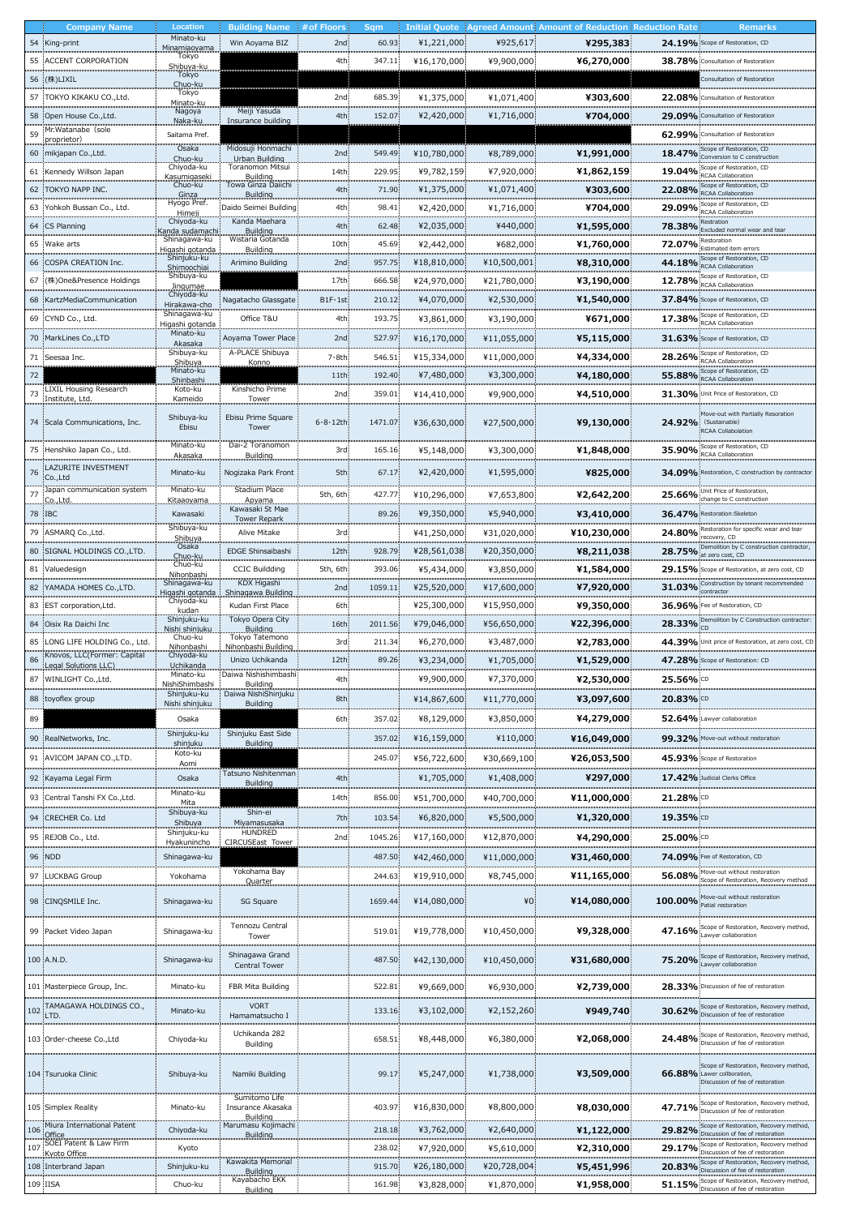| | Company Name | Location | Building Name | # of Floors | Sqm | Initial Quote | Agreed Amount | Amount of Reduction | Reduction Rate | Remarks |
|---|---|---|---|---|---|---|---|---|---|---|
| 54 | King-print | Minato-ku Minamiaoyama | Win Aoyama BIZ | 2nd | 60.93 | ¥1,221,000 | ¥925,617 | ¥295,383 | 24.19% | Scope of Restoration, CD |
| 55 | ACCENT CORPORATION | Tokyo Shibuya-ku | | 4th | 347.11 | ¥16,170,000 | ¥9,900,000 | ¥6,270,000 | 38.78% | Consultation of Restoration |
| 56 | (株)LIXIL | Tokyo Chuo-ku | | | | | | | | Consultation of Restoration |
| 57 | TOKYO KIKAKU CO.,Ltd. | Tokyo Minato-ku | | 2nd | 685.39 | ¥1,375,000 | ¥1,071,400 | ¥303,600 | 22.08% | Consultation of Restoration |
| 58 | Open House Co.,Ltd. | Nagoya Naka-ku | Meiji Yasuda Insurance building | 4th | 152.07 | ¥2,420,000 | ¥1,716,000 | ¥704,000 | 29.09% | Consultation of Restoration |
| 59 | Mr.Watanabe (sole proprietor) | Saitama Pref. | | | | | | | 62.99% | Consultation of Restoration |
| 60 | mikjapan Co.,Ltd. | Osaka Chuo-ku | Midosuji Honmachi Urban Building | 2nd | 549.49 | ¥10,780,000 | ¥8,789,000 | ¥1,991,000 | 18.47% | Scope of Restoration, CD Conversion to C construction |
| 61 | Kennedy Willson Japan | Chiyoda-ku Kasumigaseki | Toranomon Mitsui Building | 14th | 229.95 | ¥9,782,159 | ¥7,920,000 | ¥1,862,159 | 19.04% | Scope of Restoration, CD RCAA Collaboration |
| 62 | TOKYO NAPP INC. | Chuo-ku Ginza | Towa Ginza Daiichi Building | 4th | 71.90 | ¥1,375,000 | ¥1,071,400 | ¥303,600 | 22.08% | Scope of Restoration, CD RCAA Collaboration |
| 63 | Yohkoh Bussan Co., Ltd. | Hyogo Pref. Himeji | Daido Seimei Building | 4th | 98.41 | ¥2,420,000 | ¥1,716,000 | ¥704,000 | 29.09% | Scope of Restoration, CD RCAA Collaboration |
| 64 | CS Planning | Chiyoda-ku Kanda sudamachi | Kanda Maehara Building | 4th | 62.48 | ¥2,035,000 | ¥440,000 | ¥1,595,000 | 78.38% | Restoration Excluded normal wear and tear |
| 65 | Wake arts | Shinagawa-ku Higashi gotanda | Wistaria Gotanda Building | 10th | 45.69 | ¥2,442,000 | ¥682,000 | ¥1,760,000 | 72.07% | Restoration Estimated item errors |
| 66 | COSPA CREATION Inc. | Shinjuku-ku Shimoochiai | Arimino Building | 2nd | 957.75 | ¥18,810,000 | ¥10,500,001 | ¥8,310,000 | 44.18% | Scope of Restoration, CD RCAA Collaboration |
| 67 | (株)One&Presence Holdings | Shibuya-ku Jingumae | | 17th | 666.58 | ¥24,970,000 | ¥21,780,000 | ¥3,190,000 | 12.78% | Scope of Restoration, CD RCAA Collaboration |
| 68 | KartzMediaCommunication | Chiyoda-ku Hirakawa-cho | Nagatacho Glassgate | B1F·1st | 210.12 | ¥4,070,000 | ¥2,530,000 | ¥1,540,000 | 37.84% | Scope of Restoration, CD |
| 69 | CYND Co., Ltd. | Shinagawa-ku Higashi gotanda | Office T&U | 4th | 193.75 | ¥3,861,000 | ¥3,190,000 | ¥671,000 | 17.38% | Scope of Restoration, CD RCAA Collaboration |
| 70 | MarkLines Co.,LTD | Minato-ku Akasaka | Aoyama Tower Place | 2nd | 527.97 | ¥16,170,000 | ¥11,055,000 | ¥5,115,000 | 31.63% | Scope of Restoration, CD |
| 71 | Seesaa Inc. | Shibuya-ku Shibuya | A-PLACE Shibuya Konno | 7·8th | 546.51 | ¥15,334,000 | ¥11,000,000 | ¥4,334,000 | 28.26% | Scope of Restoration, CD RCAA Collaboration |
| 72 | | Minato-ku Shinbashi | | 11th | 192.40 | ¥7,480,000 | ¥3,300,000 | ¥4,180,000 | 55.88% | Scope of Restoration, CD RCAA Collaboration |
| 73 | LIXIL Housing Research Institute, Ltd. | Koto-ku Kameido | Kinshicho Prime Tower | 2nd | 359.01 | ¥14,410,000 | ¥9,900,000 | ¥4,510,000 | 31.30% | Unit Price of Restoration, CD |
| 74 | Scala Communications, Inc. | Shibuya-ku Ebisu | Ebisu Prime Square Tower | 6·8·12th | 1471.07 | ¥36,630,000 | ¥27,500,000 | ¥9,130,000 | 24.92% | Move-out with Partially Resoration (Sustainable) RCAA Collaboration |
| 75 | Henshiko Japan Co., Ltd. | Minato-ku Akasaka | Dai-2 Toranomon Building | 3rd | 165.16 | ¥5,148,000 | ¥3,300,000 | ¥1,848,000 | 35.90% | Scope of Restoration, CD RCAA Collaboration |
| 76 | LAZURITE INVESTMENT Co.,Ltd | Minato-ku | Nogizaka Park Front | 5th | 67.17 | ¥2,420,000 | ¥1,595,000 | ¥825,000 | 34.09% | Restoration, C construction by contractor |
| 77 | Japan communication system Co.,Ltd. | Minato-ku Kitaaoyama | Stadium Place Aoyama | 5th, 6th | 427.77 | ¥10,296,000 | ¥7,653,800 | ¥2,642,200 | 25.66% | Unit Price of Restoration, change to C construction |
| 78 | IBC | Kawasaki | Kawasaki Ist Mae Tower Repark | | 89.26 | ¥9,350,000 | ¥5,940,000 | ¥3,410,000 | 36.47% | Restoration:Skeleton |
| 79 | ASMARQ Co.,Ltd. | Shibuya-ku Shibuya | Alive Mitake | 3rd | | ¥41,250,000 | ¥31,020,000 | ¥10,230,000 | 24.80% | Restoration for specific wear and tear recovery, CD |
| 80 | SIGNAL HOLDINGS CO.,LTD. | Osaka Chuo-ku | EDGE Shinsaibashi | 12th | 928.79 | ¥28,561,038 | ¥20,350,000 | ¥8,211,038 | 28.75% | Demolition by C construction contractor, at zero cost, CD |
| 81 | Valuedesign | Chuo-ku Nihonbashi | CCIC Buildding | 5th, 6th | 393.06 | ¥5,434,000 | ¥3,850,000 | ¥1,584,000 | 29.15% | Scope of Restoration, at zero cost, CD |
| 82 | YAMADA HOMES Co.,LTD. | Shinagawa-ku Higashi gotanda | KDX Higashi Shinagawa Building | 2nd | 1059.11 | ¥25,520,000 | ¥17,600,000 | ¥7,920,000 | 31.03% | Construction by tenant recommended contractor |
| 83 | EST corporation,Ltd. | Chiyoda-ku kudan | Kudan First Place | 6th | | ¥25,300,000 | ¥15,950,000 | ¥9,350,000 | 36.96% | Fee of Restoration, CD |
| 84 | Oisix Ra Daichi Inc | Shinjuku-ku Nishi shinjuku | Tokyo Opera City Building | 16th | 2011.56 | ¥79,046,000 | ¥56,650,000 | ¥22,396,000 | 28.33% | Demolition by C Construction contractor: CD |
| 85 | LONG LIFE HOLDING Co., Ltd. | Chuo-ku Nihonbashi | Tokyo Tatemono Nihonbashi Building | 3rd | 211.34 | ¥6,270,000 | ¥3,487,000 | ¥2,783,000 | 44.39% | Unit price of Restoration, at zero cost, CD |
| 86 | Knovos, LLC(Former: Capital Legal Solutions LLC) | Chiyoda-ku Uchikanda | Unizo Uchikanda | 12th | 89.26 | ¥3,234,000 | ¥1,705,000 | ¥1,529,000 | 47.28% | Scope of Restoration: CD |
| 87 | WINLIGHT Co.,Ltd. | Minato-ku NishiShimbashi | Daiwa Nishishimbashi Building | 4th | | ¥9,900,000 | ¥7,370,000 | ¥2,530,000 | 25.56% | CD |
| 88 | toyoflex group | Shinjuku-ku Nishi shinjuku | Daiwa NishiShinjuku Building | 8th | | ¥14,867,600 | ¥11,770,000 | ¥3,097,600 | 20.83% | CD |
| 89 | | Osaka | | 6th | 357.02 | ¥8,129,000 | ¥3,850,000 | ¥4,279,000 | 52.64% | Lawyer collaboration |
| 90 | RealNetworks, Inc. | Shinjuku-ku shinjuku | Shinjuku East Side Building | | 357.02 | ¥16,159,000 | ¥110,000 | ¥16,049,000 | 99.32% | Move-out without restoration |
| 91 | AVICOM JAPAN CO.,LTD. | Koto-ku Aomi | | | 245.07 | ¥56,722,600 | ¥30,669,100 | ¥26,053,500 | 45.93% | Scope of Restoration |
| 92 | Kayama Legal Firm | Osaka | Tatsuno Nishitenman Building | 4th | | ¥1,705,000 | ¥1,408,000 | ¥297,000 | 17.42% | Judicial Clerks Office |
| 93 | Central Tanshi FX Co.,Ltd. | Minato-ku Mita | | 14th | 856.00 | ¥51,700,000 | ¥40,700,000 | ¥11,000,000 | 21.28% | CD |
| 94 | CRECHER Co. Ltd | Shibuya-ku Shibuya | Shin-ei Miyamasusaka | 7th | 103.54 | ¥6,820,000 | ¥5,500,000 | ¥1,320,000 | 19.35% | CD |
| 95 | REJOB Co., Ltd. | Shinjuku-ku Hyakunincho | HUNDRED CIRCUSEast Tower | 2nd | 1045.26 | ¥17,160,000 | ¥12,870,000 | ¥4,290,000 | 25.00% | CD |
| 96 | NDD | Shinagawa-ku | | | 487.50 | ¥42,460,000 | ¥11,000,000 | ¥31,460,000 | 74.09% | Fee of Restoration, CD |
| 97 | LUCKBAG Group | Yokohama | Yokohama Bay Quarter | | 244.63 | ¥19,910,000 | ¥8,745,000 | ¥11,165,000 | 56.08% | Move-out without restoration Scope of Restoration, Recovery method |
| 98 | CINQSMILE Inc. | Shinagawa-ku | SG Square | | 1659.44 | ¥14,080,000 | ¥0 | ¥14,080,000 | 100.00% | Move-out without restoration Patial restoration |
| 99 | Packet Video Japan | Shinagawa-ku | Tennozu Central Tower | | 519.01 | ¥19,778,000 | ¥10,450,000 | ¥9,328,000 | 47.16% | Scope of Restoration, Recovery method, Lawyer collaboration |
| 100 | A.N.D. | Shinagawa-ku | Shinagawa Grand Central Tower | | 487.50 | ¥42,130,000 | ¥10,450,000 | ¥31,680,000 | 75.20% | Scope of Restoration, Recovery method, Lawyer collaboration |
| 101 | Masterpiece Group, Inc. | Minato-ku | FBR Mita Building | | 522.81 | ¥9,669,000 | ¥6,930,000 | ¥2,739,000 | 28.33% | Discussion of fee of restoration |
| 102 | TAMAGAWA HOLDINGS CO., LTD. | Minato-ku | VORT Hamamatsucho I | | 133.16 | ¥3,102,000 | ¥2,152,260 | ¥949,740 | 30.62% | Scope of Restoration, Recovery method, Discussion of fee of restoration |
| 103 | Order-cheese Co.,Ltd | Chiyoda-ku | Uchikanda 282 Building | | 658.51 | ¥8,448,000 | ¥6,380,000 | ¥2,068,000 | 24.48% | Scope of Restoration, Recovery method, Discussion of fee of restoration |
| 104 | Tsuruoka Clinic | Shibuya-ku | Namiki Building | | 99.17 | ¥5,247,000 | ¥1,738,000 | ¥3,509,000 | 66.88% | Scope of Restoration, Recovery method, Lawer collboration, Discussion of fee of restoration |
| 105 | Simplex Reality | Minato-ku | Sumitomo Life Insurance Akasaka Building | | 403.97 | ¥16,830,000 | ¥8,800,000 | ¥8,030,000 | 47.71% | Scope of Restoration, Recovery method, Discussion of fee of restoration |
| 106 | Miura International Patent Office | Chiyoda-ku | Marumasu Kojimachi Building | | 218.18 | ¥3,762,000 | ¥2,640,000 | ¥1,122,000 | 29.82% | Scope of Restoration, Recovery method, Discussion of fee of restoration |
| 107 | SOEI Patent & Law Firm Kyoto Office | Kyoto | | | 238.02 | ¥7,920,000 | ¥5,610,000 | ¥2,310,000 | 29.17% | Scope of Restoration, Recovery method, Discussion of fee of restoration |
| 108 | Interbrand Japan | Shinjuku-ku | Kawakita Memorial Building | | 915.70 | ¥26,180,000 | ¥20,728,004 | ¥5,451,996 | 20.83% | Scope of Restoration, Recovery method, Discussion of fee of restoration |
| 109 | IISA | Chuo-ku | Kayabacho EKK Building | | 161.98 | ¥3,828,000 | ¥1,870,000 | ¥1,958,000 | 51.15% | Scope of Restoration, Recovery method, Discussion of fee of restoration |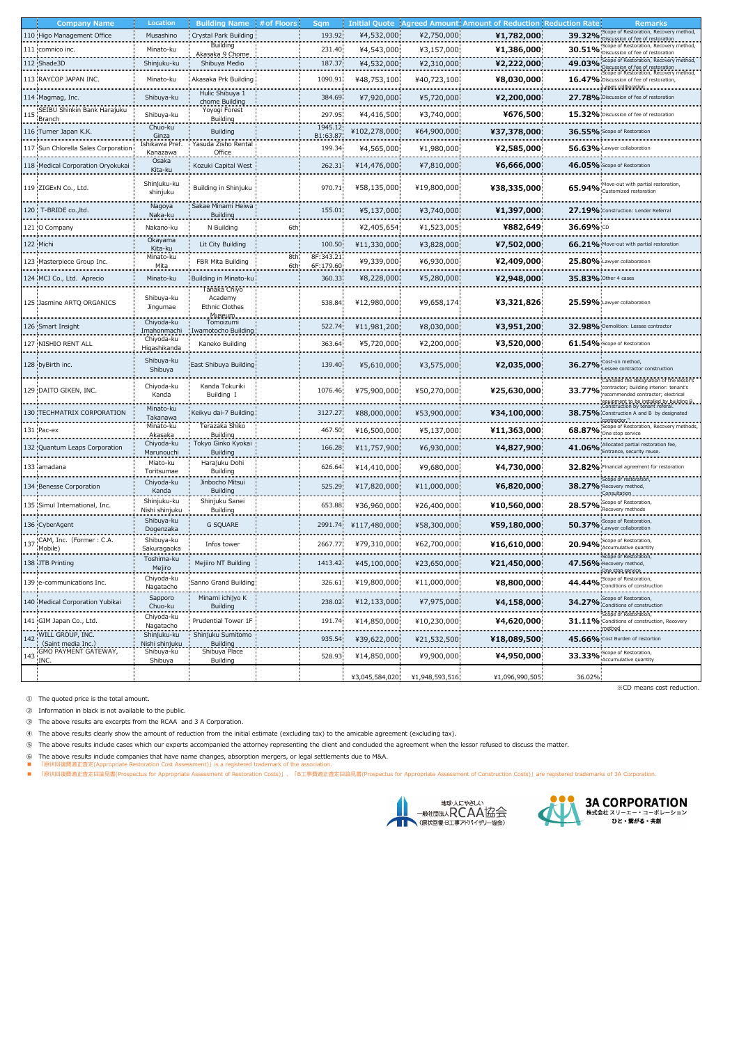| | Company Name | Location | Building Name | # of Floors | Sqm | Initial Quote | Agreed Amount | Amount of Reduction | Reduction Rate | Remarks |
|---|---|---|---|---|---|---|---|---|---|---|
| 110 | Higo Management Office | Musashino | Crystal Park Building | | 193.92 | ¥4,532,000 | ¥2,750,000 | ¥1,782,000 | 39.32% | Scope of Restoration, Recovery method, Discussion of fee of restoration |
| 111 | comnico inc. | Minato-ku | Building Akasaka 9 Chome | | 231.40 | ¥4,543,000 | ¥3,157,000 | ¥1,386,000 | 30.51% | Scope of Restoration, Recovery method, Discussion of fee of restoration |
| 112 | Shade3D | Shinjuku-ku | Shibuya Medio | | 187.37 | ¥4,532,000 | ¥2,310,000 | ¥2,222,000 | 49.03% | Scope of Restoration, Recovery method, Discussion of fee of restoration |
| 113 | RAYCOP JAPAN INC. | Minato-ku | Akasaka Prk Building | | 1090.91 | ¥48,753,100 | ¥40,723,100 | ¥8,030,000 | 16.47% | Scope of Restoration, Recovery method, Discussion of fee of restoration, Lawyer collaboration |
| 114 | Magmag, Inc. | Shibuya-ku | Hulic Shibuya 1 chome Building | | 384.69 | ¥7,920,000 | ¥5,720,000 | ¥2,200,000 | 27.78% | Discussion of fee of restoration |
| 115 | SEIBU Shinkin Bank Harajuku Branch | Shibuya-ku | Yoyogi Forest Building | | 297.95 | ¥4,416,500 | ¥3,740,000 | ¥676,500 | 15.32% | Discussion of fee of restoration |
| 116 | Turner Japan K.K. | Chuo-ku Ginza | Building | | 1945.12 B1:63.87 | ¥102,278,000 | ¥64,900,000 | ¥37,378,000 | 36.55% | Scope of Restoration |
| 117 | Sun Chlorella Sales Corporation | Ishikawa Pref. Kanazawa | Yasuda Zisho Rental Office | | 199.34 | ¥4,565,000 | ¥1,980,000 | ¥2,585,000 | 56.63% | Lawyer collaboration |
| 118 | Medical Corporation Oryokukai | Osaka Kita-ku | Kozuki Capital West | | 262.31 | ¥14,476,000 | ¥7,810,000 | ¥6,666,000 | 46.05% | Scope of Restoration |
| 119 | ZIGExN Co., Ltd. | Shinjuku-ku shinjuku | Building in Shinjuku | | 970.71 | ¥58,135,000 | ¥19,800,000 | ¥38,335,000 | 65.94% | Move-out with partial restoration, Customized restoration |
| 120 | T-BRIDE co.,ltd. | Nagoya Naka-ku | Sakae Minami Heiwa Building | | 155.01 | ¥5,137,000 | ¥3,740,000 | ¥1,397,000 | 27.19% | Construction: Lender Referral |
| 121 | O Company | Nakano-ku | N Building | 6th | | ¥2,405,654 | ¥1,523,005 | ¥882,649 | 36.69% | CD |
| 122 | Michi | Okayama Kita-ku | Lit City Building | | 100.50 | ¥11,330,000 | ¥3,828,000 | ¥7,502,000 | 66.21% | Move-out with partial restoration |
| 123 | Masterpiece Group Inc. | Minato-ku Mita | FBR Mita Building | 8th 6th | 8F:343.21 6F:179.60 | ¥9,339,000 | ¥6,930,000 | ¥2,409,000 | 25.80% | Lawyer collaboration |
| 124 | MCJ Co., Ltd. Aprecio | Minato-ku | Building in Minato-ku | | 360.33 | ¥8,228,000 | ¥5,280,000 | ¥2,948,000 | 35.83% | Other 4 cases |
| 125 | Jasmine ARTQ ORGANICS | Shibuya-ku Jingumae | Tanaka Chiyo Academy Ethnic Clothes Museum | | 538.84 | ¥12,980,000 | ¥9,658,174 | ¥3,321,826 | 25.59% | Lawyer collaboration |
| 126 | Smart Insight | Chiyoda-ku Imahonmachi | Tomoizumi Iwamotocho Building | | 522.74 | ¥11,981,200 | ¥8,030,000 | ¥3,951,200 | 32.98% | Demolition: Lessee contractor |
| 127 | NISHIO RENT ALL | Chiyoda-ku Higashikanda | Kaneko Building | | 363.64 | ¥5,720,000 | ¥2,200,000 | ¥3,520,000 | 61.54% | Scope of Restoration |
| 128 | byBirth inc. | Shibuya-ku Shibuya | East Shibuya Building | | 139.40 | ¥5,610,000 | ¥3,575,000 | ¥2,035,000 | 36.27% | Cost-on method, Lessee contractor construction |
| 129 | DAITO GIKEN, INC. | Chiyoda-ku Kanda | Kanda Tokuriki Building I | | 1076.46 | ¥75,900,000 | ¥50,270,000 | ¥25,630,000 | 33.77% | Canceled the designation of the lessor's contractor; building interior: tenant's recommended contractor; electrical equipment to be installed by building B-contractor ... |
| 130 | TECHMATRIX CORPORATION | Minato-ku Takanawa | Keikyu dai-7 Building | | 3127.27 | ¥88,000,000 | ¥53,900,000 | ¥34,100,000 | 38.75% | Construction by tenant referral, Construction A and B by designated ... |
| 131 | Pac-ex | Minato-ku Akasaka | Terazaka Shiko Building | | 467.50 | ¥16,500,000 | ¥5,137,000 | ¥11,363,000 | 68.87% | Scope of Restoration, Recovery methods, One stop service |
| 132 | Quantum Leaps Corporation | Chiyoda-ku Marunouchi | Tokyo Ginko Kyokai Building | | 166.28 | ¥11,757,900 | ¥6,930,000 | ¥4,827,900 | 41.06% | Allocated partial restoration fee, Entrance, security reuse. |
| 133 | amadana | Miato-ku Toritsumae | Harajuku Dohi Building | | 626.64 | ¥14,410,000 | ¥9,680,000 | ¥4,730,000 | 32.82% | Financial agreement for restoration |
| 134 | Benesse Corporation | Chiyoda-ku Kanda | Jinbocho Mitsui Building | | 525.29 | ¥17,820,000 | ¥11,000,000 | ¥6,820,000 | 38.27% | Scope of restoration, Recovery method, Consultation |
| 135 | Simul International, Inc. | Shinjuku-ku Nishi shinjuku | Shinjuku Sanei Building | | 653.88 | ¥36,960,000 | ¥26,400,000 | ¥10,560,000 | 28.57% | Scope of Restoration, Recovery methods |
| 136 | CyberAgent | Shibuya-ku Dogenzaka | G SQUARE | | 2991.74 | ¥117,480,000 | ¥58,300,000 | ¥59,180,000 | 50.37% | Scope of Restoration, Lawyer collaboration |
| 137 | CAM, Inc. (Former : C.A. Mobile) | Shibuya-ku Sakuragaoka | Infos tower | | 2667.77 | ¥79,310,000 | ¥62,700,000 | ¥16,610,000 | 20.94% | Scope of Restoration, Accumulative quantity |
| 138 | JTB Printing | Toshima-ku Mejiro | Mejiro NT Building | | 1413.42 | ¥45,100,000 | ¥23,650,000 | ¥21,450,000 | 47.56% | Scope of Restoration, Recovery method, One stop service |
| 139 | e-communications Inc. | Chiyoda-ku Nagatacho | Sanno Grand Building | | 326.61 | ¥19,800,000 | ¥11,000,000 | ¥8,800,000 | 44.44% | Scope of Restoration, Conditions of construction |
| 140 | Medical Corporation Yubikai | Sapporo Chuo-ku | Minami ichijyo K Building | | 238.02 | ¥12,133,000 | ¥7,975,000 | ¥4,158,000 | 34.27% | Scope of Restoration, Conditions of construction |
| 141 | GIM Japan Co., Ltd. | Chiyoda-ku Nagatacho | Prudential Tower 1F | | 191.74 | ¥14,850,000 | ¥10,230,000 | ¥4,620,000 | 31.11% | Scope of Restoration, Conditions of construction, Recovery method |
| 142 | WILL GROUP, INC. (Saint media Inc.) | Shinjuku-ku Nishi shinjuku | Shinjuku Sumitomo Building | | 935.54 | ¥39,622,000 | ¥21,532,500 | ¥18,089,500 | 45.66% | Cost Burden of restortion |
| 143 | GMO PAYMENT GATEWAY, INC. | Shibuya-ku Shibuya | Shibuya Place Building | | 528.93 | ¥14,850,000 | ¥9,900,000 | ¥4,950,000 | 33.33% | Scope of Restoration, Accumulative quantity |
| | | | | | | ¥3,045,584,020 | ¥1,948,593,516 | ¥1,096,990,505 | 36.02% | |

※CD means cost reduction.

① The quoted price is the total amount.

② Information in black is not available to the public.

③ The above results are excerpts from the RCAA and 3 A Corporation.

④ The above results clearly show the amount of reduction from the initial estimate (excluding tax) to the amicable agreement (excluding tax).

⑤ The above results include cases which our experts accompanied the attorney representing the client and concluded the agreement when the lessor refused to discuss the matter.

⑥ The above results include companies that have name changes, absorption mergers, or legal settlements due to M&A.

■ 「原状回復費適正査定(Appropriate Restoration Cost Assessment)」is a registered trademark of the association.

■ 「原状回復費適正査定目論見書(Prospectus for Appropriate Assessment of Restoration Costs)」、「B工事費適正査定目論見書(Prospectus for Appropriate Assessment of Construction Costs)」are registered trademarks of 3A Corporation.

地球・人にやさしい 一般社団法人RCAA協会 (原状回復・B工事アドバイザリー協会)

3A CORPORATION 株式会社スリーエー・コーポレーション ひと・繋がる・共創